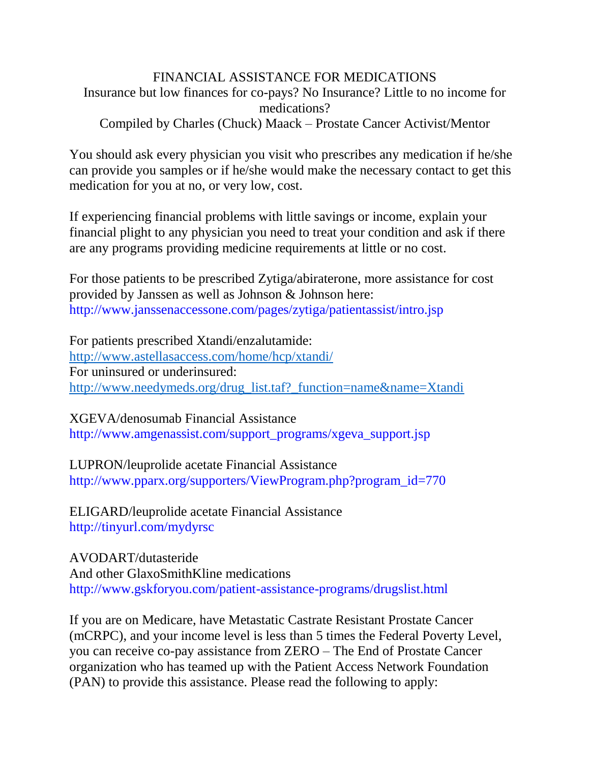# FINANCIAL ASSISTANCE FOR MEDICATIONS

Insurance but low finances for co-pays? No Insurance? Little to no income for medications?

Compiled by Charles (Chuck) Maack – Prostate Cancer Activist/Mentor

You should ask every physician you visit who prescribes any medication if he/she can provide you samples or if he/she would make the necessary contact to get this medication for you at no, or very low, cost.

If experiencing financial problems with little savings or income, explain your financial plight to any physician you need to treat your condition and ask if there are any programs providing medicine requirements at little or no cost.

For those patients to be prescribed Zytiga/abiraterone, more assistance for cost provided by Janssen as well as Johnson & Johnson here:
http://www.janssenaccessone.com/pages/zytiga/patientassist/intro.jsp

For patients prescribed Xtandi/enzalutamide:
http://www.astellasaccess.com/home/hcp/xtandi/
For uninsured or underinsured:
http://www.needymeds.org/drug_list.taf?_function=name&name=Xtandi

XGEVA/denosumab Financial Assistance
http://www.amgenassist.com/support_programs/xgeva_support.jsp

LUPRON/leuprolide acetate Financial Assistance
http://www.pparx.org/supporters/ViewProgram.php?program_id=770

ELIGARD/leuprolide acetate Financial Assistance
http://tinyurl.com/mydyrsc

AVODART/dutasteride
And other GlaxoSmithKline medications
http://www.gskforyou.com/patient-assistance-programs/drugslist.html

If you are on Medicare, have Metastatic Castrate Resistant Prostate Cancer (mCRPC), and your income level is less than 5 times the Federal Poverty Level, you can receive co-pay assistance from ZERO – The End of Prostate Cancer organization who has teamed up with the Patient Access Network Foundation (PAN) to provide this assistance. Please read the following to apply: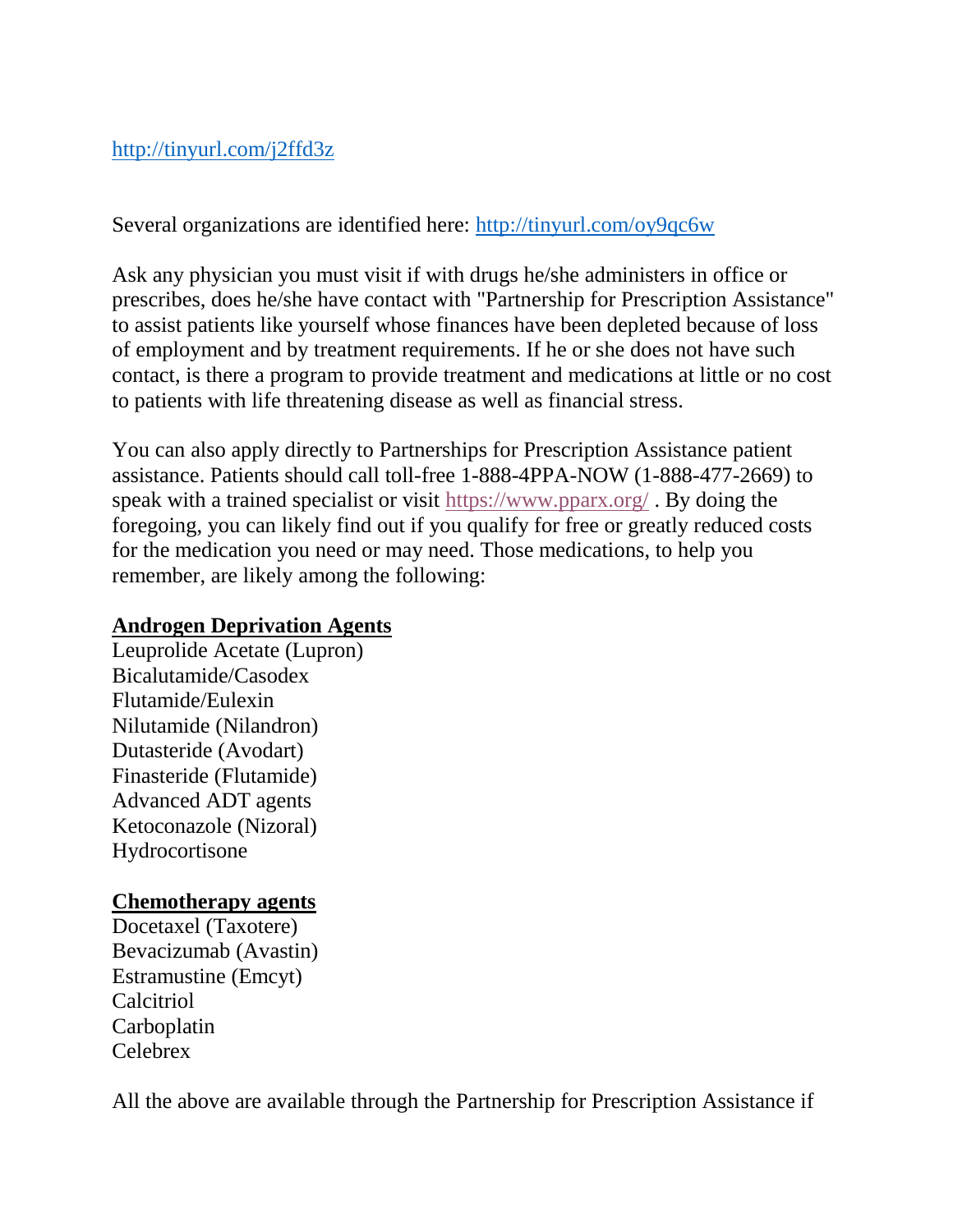http://tinyurl.com/j2ffd3z

Several organizations are identified here: http://tinyurl.com/oy9qc6w

Ask any physician you must visit if with drugs he/she administers in office or prescribes, does he/she have contact with "Partnership for Prescription Assistance" to assist patients like yourself whose finances have been depleted because of loss of employment and by treatment requirements. If he or she does not have such contact, is there a program to provide treatment and medications at little or no cost to patients with life threatening disease as well as financial stress.

You can also apply directly to Partnerships for Prescription Assistance patient assistance. Patients should call toll-free 1-888-4PPA-NOW (1-888-477-2669) to speak with a trained specialist or visit https://www.pparx.org/ . By doing the foregoing, you can likely find out if you qualify for free or greatly reduced costs for the medication you need or may need. Those medications, to help you remember, are likely among the following:

**<u>Androgen Deprivation Agents</u>**

Leuprolide Acetate (Lupron)
Bicalutamide/Casodex
Flutamide/Eulexin
Nilutamide (Nilandron)
Dutasteride (Avodart)
Finasteride (Flutamide)
Advanced ADT agents
Ketoconazole (Nizoral)
Hydrocortisone

**<u>Chemotherapy agents</u>**

Docetaxel (Taxotere)
Bevacizumab (Avastin)
Estramustine (Emcyt)
Calcitriol
Carboplatin
Celebrex

All the above are available through the Partnership for Prescription Assistance if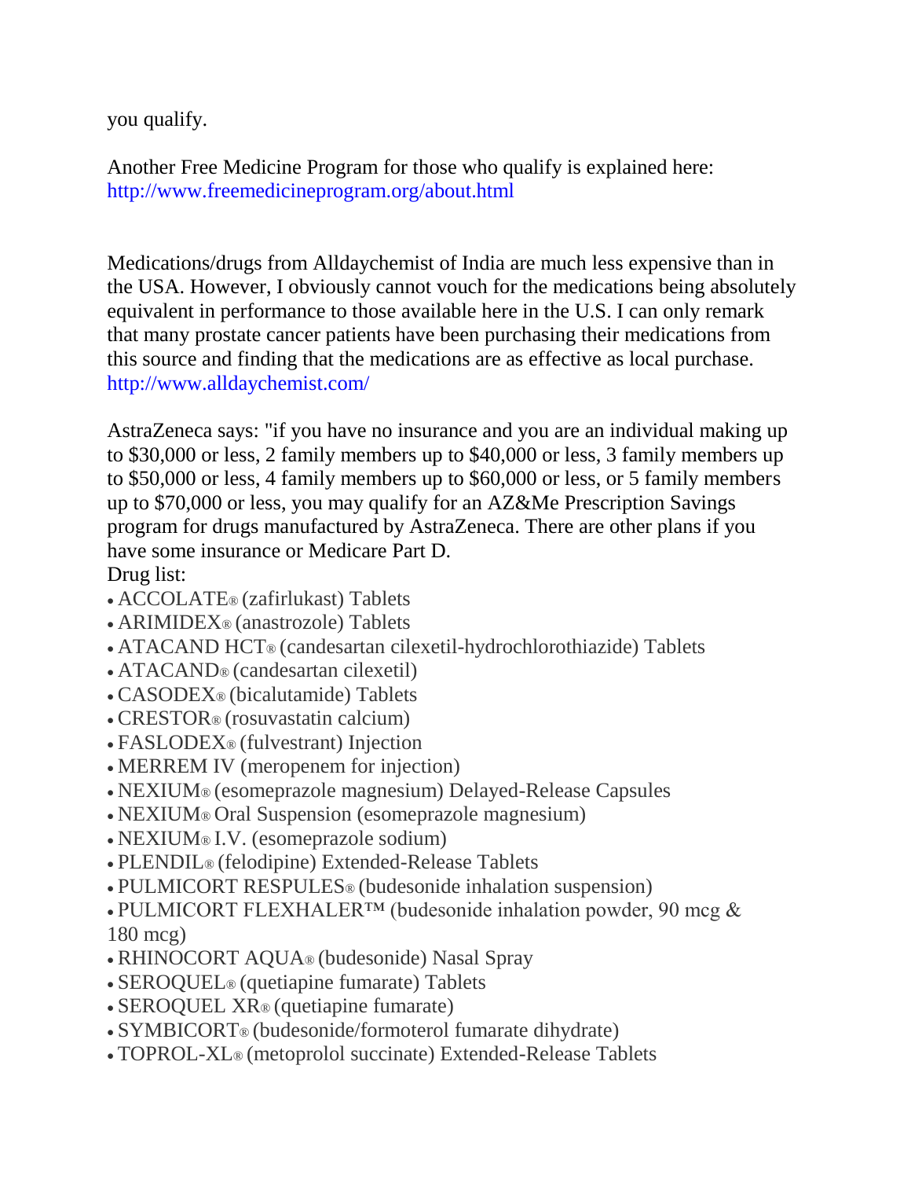you qualify.

Another Free Medicine Program for those who qualify is explained here: http://www.freemedicineprogram.org/about.html

Medications/drugs from Alldaychemist of India are much less expensive than in the USA. However, I obviously cannot vouch for the medications being absolutely equivalent in performance to those available here in the U.S. I can only remark that many prostate cancer patients have been purchasing their medications from this source and finding that the medications are as effective as local purchase. http://www.alldaychemist.com/

AstraZeneca says: "if you have no insurance and you are an individual making up to $30,000 or less, 2 family members up to $40,000 or less, 3 family members up to $50,000 or less, 4 family members up to $60,000 or less, or 5 family members up to $70,000 or less, you may qualify for an AZ&Me Prescription Savings program for drugs manufactured by AstraZeneca. There are other plans if you have some insurance or Medicare Part D.

Drug list:

- ACCOLATE® (zafirlukast) Tablets
- ARIMIDEX® (anastrozole) Tablets
- ATACAND HCT® (candesartan cilexetil-hydrochlorothiazide) Tablets
- ATACAND® (candesartan cilexetil)
- CASODEX® (bicalutamide) Tablets
- CRESTOR® (rosuvastatin calcium)
- FASLODEX® (fulvestrant) Injection
- MERREM IV (meropenem for injection)
- NEXIUM® (esomeprazole magnesium) Delayed-Release Capsules
- NEXIUM® Oral Suspension (esomeprazole magnesium)
- NEXIUM® I.V. (esomeprazole sodium)
- PLENDIL® (felodipine) Extended-Release Tablets
- PULMICORT RESPULES® (budesonide inhalation suspension)
- PULMICORT FLEXHALER™ (budesonide inhalation powder, 90 mcg & 180 mcg)
- RHINOCORT AQUA® (budesonide) Nasal Spray
- SEROQUEL® (quetiapine fumarate) Tablets
- SEROQUEL XR® (quetiapine fumarate)
- SYMBICORT® (budesonide/formoterol fumarate dihydrate)
- TOPROL-XL® (metoprolol succinate) Extended-Release Tablets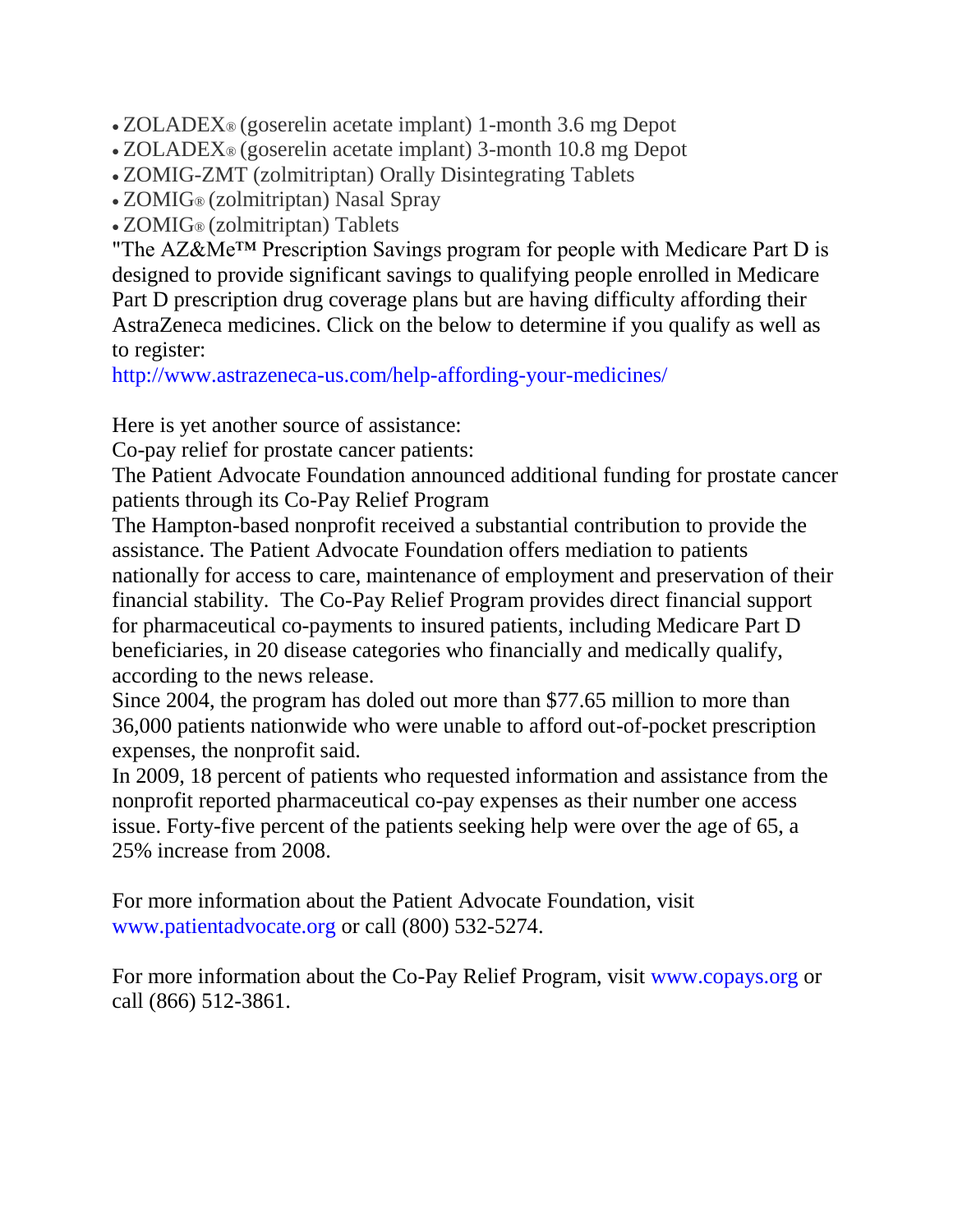- ZOLADEX® (goserelin acetate implant) 1-month 3.6 mg Depot
- ZOLADEX® (goserelin acetate implant) 3-month 10.8 mg Depot
- ZOMIG-ZMT (zolmitriptan) Orally Disintegrating Tablets
- ZOMIG® (zolmitriptan) Nasal Spray
- ZOMIG® (zolmitriptan) Tablets

"The AZ&Me™ Prescription Savings program for people with Medicare Part D is designed to provide significant savings to qualifying people enrolled in Medicare Part D prescription drug coverage plans but are having difficulty affording their AstraZeneca medicines. Click on the below to determine if you qualify as well as to register:
http://www.astrazeneca-us.com/help-affording-your-medicines/

Here is yet another source of assistance:
Co-pay relief for prostate cancer patients:
The Patient Advocate Foundation announced additional funding for prostate cancer patients through its Co-Pay Relief Program
The Hampton-based nonprofit received a substantial contribution to provide the assistance. The Patient Advocate Foundation offers mediation to patients nationally for access to care, maintenance of employment and preservation of their financial stability. The Co-Pay Relief Program provides direct financial support for pharmaceutical co-payments to insured patients, including Medicare Part D beneficiaries, in 20 disease categories who financially and medically qualify, according to the news release.
Since 2004, the program has doled out more than $77.65 million to more than 36,000 patients nationwide who were unable to afford out-of-pocket prescription expenses, the nonprofit said.
In 2009, 18 percent of patients who requested information and assistance from the nonprofit reported pharmaceutical co-pay expenses as their number one access issue. Forty-five percent of the patients seeking help were over the age of 65, a 25% increase from 2008.

For more information about the Patient Advocate Foundation, visit www.patientadvocate.org or call (800) 532-5274.

For more information about the Co-Pay Relief Program, visit www.copays.org or call (866) 512-3861.